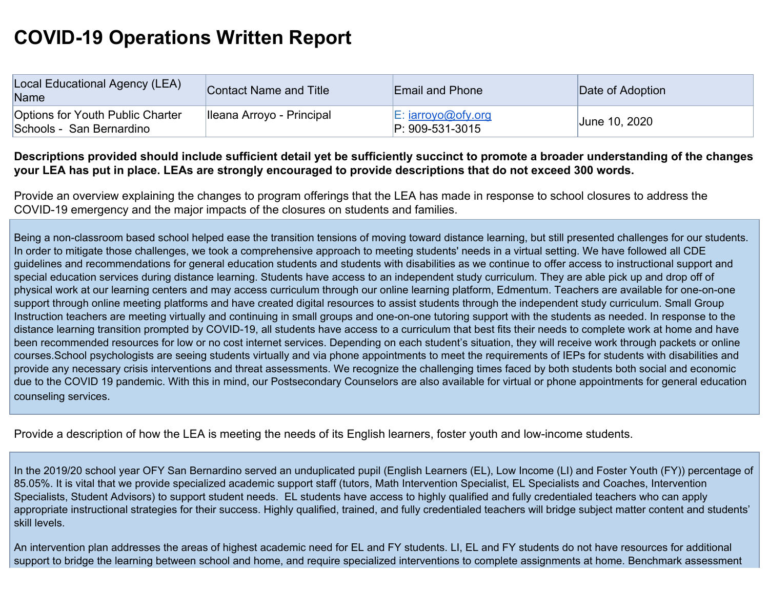# COVID-19 Operations Written Report

| Local Educational Agency (LEA) Name | Contact Name and Title | Email and Phone | Date of Adoption |
|---|---|---|---|
| Options for Youth Public Charter Schools - San Bernardino | Ileana Arroyo - Principal | E: iarroyo@ofy.org<br>P: 909-531-3015 | June 10, 2020 |

**Descriptions provided should include sufficient detail yet be sufficiently succinct to promote a broader understanding of the changes your LEA has put in place. LEAs are strongly encouraged to provide descriptions that do not exceed 300 words.**

Provide an overview explaining the changes to program offerings that the LEA has made in response to school closures to address the COVID-19 emergency and the major impacts of the closures on students and families.

Being a non-classroom based school helped ease the transition tensions of moving toward distance learning, but still presented challenges for our students. In order to mitigate those challenges, we took a comprehensive approach to meeting students' needs in a virtual setting. We have followed all CDE guidelines and recommendations for general education students and students with disabilities as we continue to offer access to instructional support and special education services during distance learning. Students have access to an independent study curriculum. They are able pick up and drop off of physical work at our learning centers and may access curriculum through our online learning platform, Edmentum. Teachers are available for one-on-one support through online meeting platforms and have created digital resources to assist students through the independent study curriculum. Small Group Instruction teachers are meeting virtually and continuing in small groups and one-on-one tutoring support with the students as needed. In response to the distance learning transition prompted by COVID-19, all students have access to a curriculum that best fits their needs to complete work at home and have been recommended resources for low or no cost internet services. Depending on each student's situation, they will receive work through packets or online courses.School psychologists are seeing students virtually and via phone appointments to meet the requirements of IEPs for students with disabilities and provide any necessary crisis interventions and threat assessments. We recognize the challenging times faced by both students both social and economic due to the COVID 19 pandemic. With this in mind, our Postsecondary Counselors are also available for virtual or phone appointments for general education counseling services.

Provide a description of how the LEA is meeting the needs of its English learners, foster youth and low-income students.

In the 2019/20 school year OFY San Bernardino served an unduplicated pupil (English Learners (EL), Low Income (LI) and Foster Youth (FY)) percentage of 85.05%. It is vital that we provide specialized academic support staff (tutors, Math Intervention Specialist, EL Specialists and Coaches, Intervention Specialists, Student Advisors) to support student needs. EL students have access to highly qualified and fully credentialed teachers who can apply appropriate instructional strategies for their success. Highly qualified, trained, and fully credentialed teachers will bridge subject matter content and students' skill levels.

An intervention plan addresses the areas of highest academic need for EL and FY students. LI, EL and FY students do not have resources for additional support to bridge the learning between school and home, and require specialized interventions to complete assignments at home. Benchmark assessment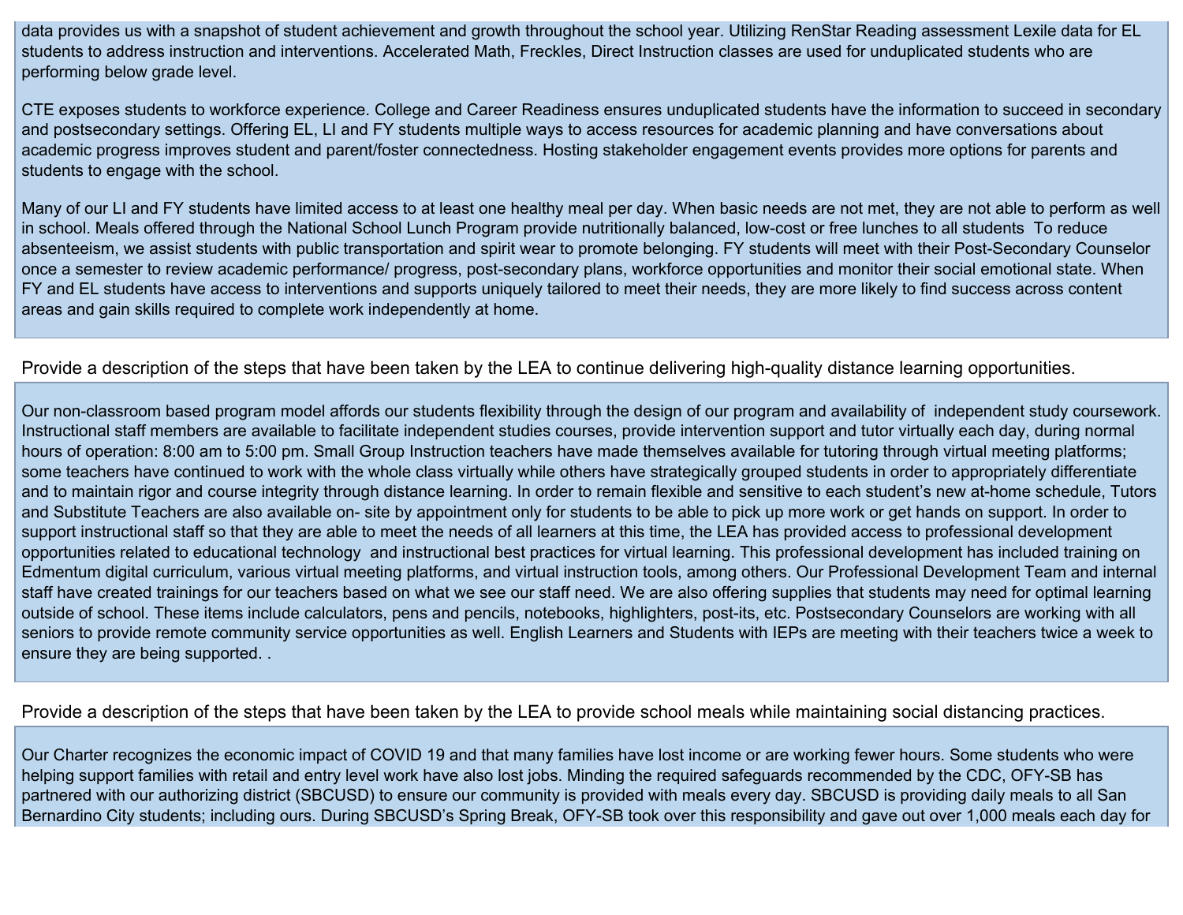data provides us with a snapshot of student achievement and growth throughout the school year. Utilizing RenStar Reading assessment Lexile data for EL students to address instruction and interventions. Accelerated Math, Freckles, Direct Instruction classes are used for unduplicated students who are performing below grade level.

CTE exposes students to workforce experience. College and Career Readiness ensures unduplicated students have the information to succeed in secondary and postsecondary settings. Offering EL, LI and FY students multiple ways to access resources for academic planning and have conversations about academic progress improves student and parent/foster connectedness. Hosting stakeholder engagement events provides more options for parents and students to engage with the school.

Many of our LI and FY students have limited access to at least one healthy meal per day. When basic needs are not met, they are not able to perform as well in school. Meals offered through the National School Lunch Program provide nutritionally balanced, low-cost or free lunches to all students  To reduce absenteeism, we assist students with public transportation and spirit wear to promote belonging. FY students will meet with their Post-Secondary Counselor once a semester to review academic performance/ progress, post-secondary plans, workforce opportunities and monitor their social emotional state. When FY and EL students have access to interventions and supports uniquely tailored to meet their needs, they are more likely to find success across content areas and gain skills required to complete work independently at home.

Provide a description of the steps that have been taken by the LEA to continue delivering high-quality distance learning opportunities.

Our non-classroom based program model affords our students flexibility through the design of our program and availability of  independent study coursework. Instructional staff members are available to facilitate independent studies courses, provide intervention support and tutor virtually each day, during normal hours of operation: 8:00 am to 5:00 pm. Small Group Instruction teachers have made themselves available for tutoring through virtual meeting platforms; some teachers have continued to work with the whole class virtually while others have strategically grouped students in order to appropriately differentiate and to maintain rigor and course integrity through distance learning. In order to remain flexible and sensitive to each student's new at-home schedule, Tutors and Substitute Teachers are also available on- site by appointment only for students to be able to pick up more work or get hands on support. In order to support instructional staff so that they are able to meet the needs of all learners at this time, the LEA has provided access to professional development opportunities related to educational technology  and instructional best practices for virtual learning. This professional development has included training on Edmentum digital curriculum, various virtual meeting platforms, and virtual instruction tools, among others. Our Professional Development Team and internal staff have created trainings for our teachers based on what we see our staff need. We are also offering supplies that students may need for optimal learning outside of school. These items include calculators, pens and pencils, notebooks, highlighters, post-its, etc. Postsecondary Counselors are working with all seniors to provide remote community service opportunities as well. English Learners and Students with IEPs are meeting with their teachers twice a week to ensure they are being supported. .

Provide a description of the steps that have been taken by the LEA to provide school meals while maintaining social distancing practices.

Our Charter recognizes the economic impact of COVID 19 and that many families have lost income or are working fewer hours. Some students who were helping support families with retail and entry level work have also lost jobs. Minding the required safeguards recommended by the CDC, OFY-SB has partnered with our authorizing district (SBCUSD) to ensure our community is provided with meals every day. SBCUSD is providing daily meals to all San Bernardino City students; including ours. During SBCUSD's Spring Break, OFY-SB took over this responsibility and gave out over 1,000 meals each day for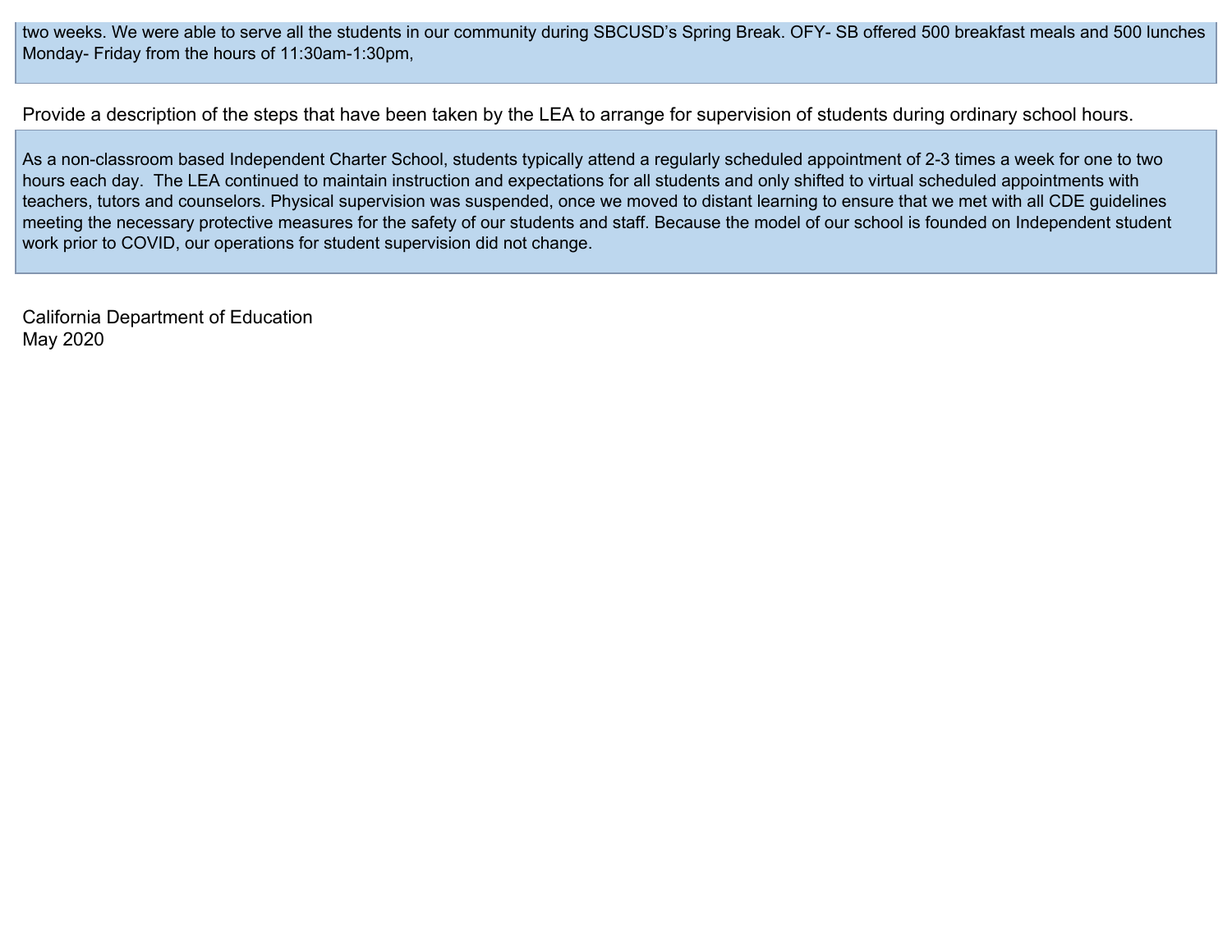two weeks. We were able to serve all the students in our community during SBCUSD's Spring Break. OFY- SB offered 500 breakfast meals and 500 lunches Monday- Friday from the hours of 11:30am-1:30pm,

Provide a description of the steps that have been taken by the LEA to arrange for supervision of students during ordinary school hours.

As a non-classroom based Independent Charter School, students typically attend a regularly scheduled appointment of 2-3 times a week for one to two hours each day. The LEA continued to maintain instruction and expectations for all students and only shifted to virtual scheduled appointments with teachers, tutors and counselors. Physical supervision was suspended, once we moved to distant learning to ensure that we met with all CDE guidelines meeting the necessary protective measures for the safety of our students and staff. Because the model of our school is founded on Independent student work prior to COVID, our operations for student supervision did not change.

California Department of Education
May 2020